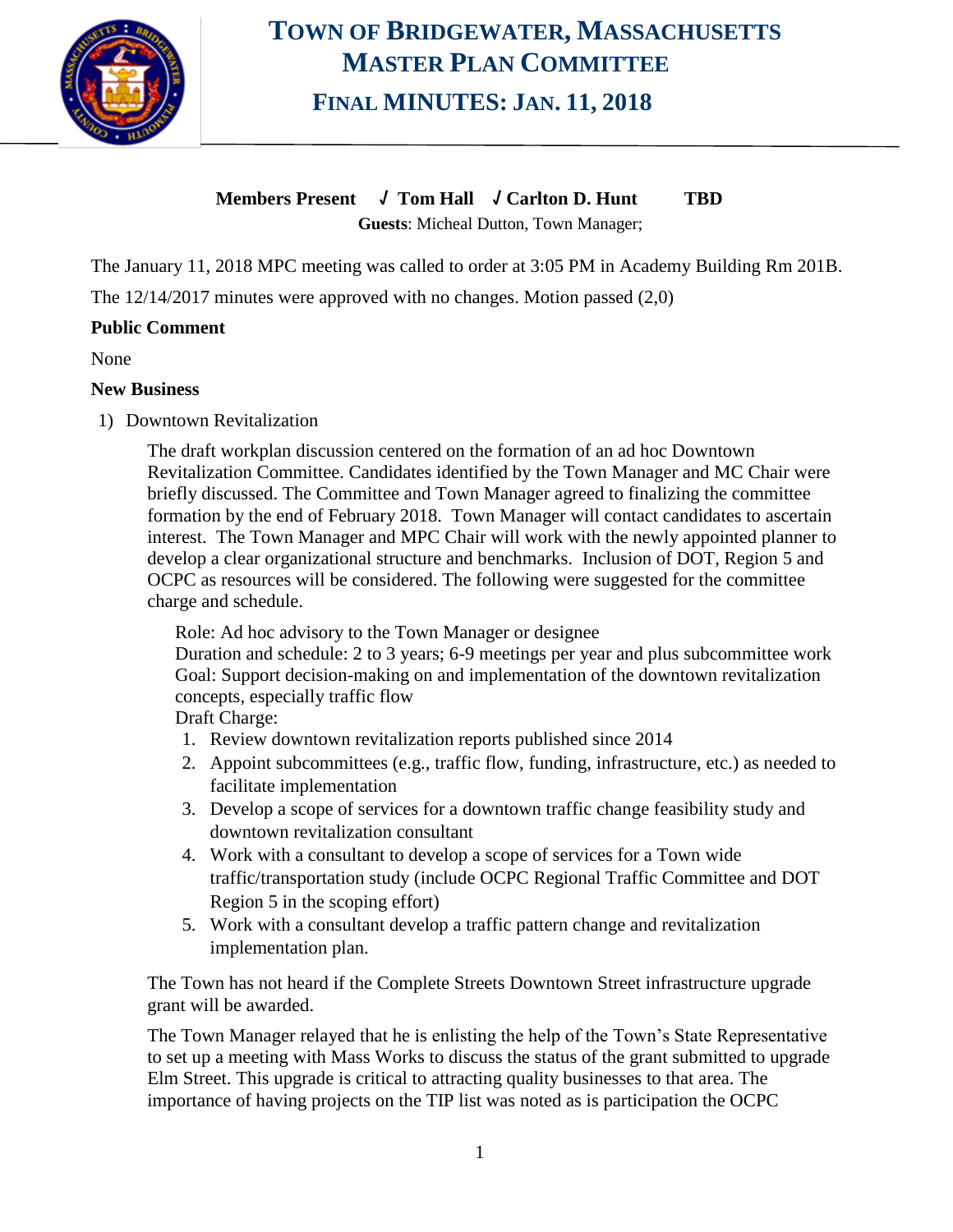# Town of Bridgewater, Massachusetts
# Master Plan Committee
## Final Minutes: Jan. 11, 2018

**Members Present** ✓ **Tom Hall** ✓ **Carlton D. Hunt** **TBD**

**Guests**: Micheal Dutton, Town Manager;

The January 11, 2018 MPC meeting was called to order at 3:05 PM in Academy Building Rm 201B.

The 12/14/2017 minutes were approved with no changes. Motion passed (2,0)

**Public Comment**

None

**New Business**

1) Downtown Revitalization

The draft workplan discussion centered on the formation of an ad hoc Downtown Revitalization Committee. Candidates identified by the Town Manager and MC Chair were briefly discussed. The Committee and Town Manager agreed to finalizing the committee formation by the end of February 2018. Town Manager will contact candidates to ascertain interest. The Town Manager and MPC Chair will work with the newly appointed planner to develop a clear organizational structure and benchmarks. Inclusion of DOT, Region 5 and OCPC as resources will be considered. The following were suggested for the committee charge and schedule.

Role: Ad hoc advisory to the Town Manager or designee
Duration and schedule: 2 to 3 years; 6-9 meetings per year and plus subcommittee work
Goal: Support decision-making on and implementation of the downtown revitalization concepts, especially traffic flow
Draft Charge:

1. Review downtown revitalization reports published since 2014
2. Appoint subcommittees (e.g., traffic flow, funding, infrastructure, etc.) as needed to facilitate implementation
3. Develop a scope of services for a downtown traffic change feasibility study and downtown revitalization consultant
4. Work with a consultant to develop a scope of services for a Town wide traffic/transportation study (include OCPC Regional Traffic Committee and DOT Region 5 in the scoping effort)
5. Work with a consultant develop a traffic pattern change and revitalization implementation plan.

The Town has not heard if the Complete Streets Downtown Street infrastructure upgrade grant will be awarded.

The Town Manager relayed that he is enlisting the help of the Town's State Representative to set up a meeting with Mass Works to discuss the status of the grant submitted to upgrade Elm Street. This upgrade is critical to attracting quality businesses to that area. The importance of having projects on the TIP list was noted as is participation the OCPC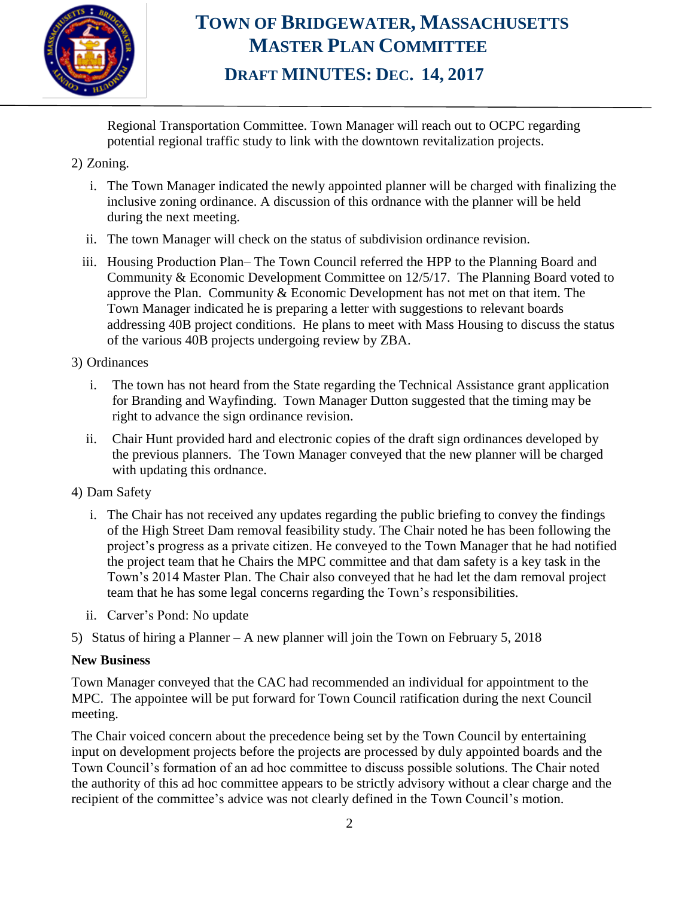Regional Transportation Committee. Town Manager will reach out to OCPC regarding potential regional traffic study to link with the downtown revitalization projects.

2) Zoning.

   i. The Town Manager indicated the newly appointed planner will be charged with finalizing the inclusive zoning ordinance. A discussion of this ordnance with the planner will be held during the next meeting.

   ii. The town Manager will check on the status of subdivision ordinance revision.

   iii. Housing Production Plan– The Town Council referred the HPP to the Planning Board and Community & Economic Development Committee on 12/5/17. The Planning Board voted to approve the Plan. Community & Economic Development has not met on that item. The Town Manager indicated he is preparing a letter with suggestions to relevant boards addressing 40B project conditions. He plans to meet with Mass Housing to discuss the status of the various 40B projects undergoing review by ZBA.

3) Ordinances

   i. The town has not heard from the State regarding the Technical Assistance grant application for Branding and Wayfinding. Town Manager Dutton suggested that the timing may be right to advance the sign ordinance revision.

   ii. Chair Hunt provided hard and electronic copies of the draft sign ordinances developed by the previous planners. The Town Manager conveyed that the new planner will be charged with updating this ordnance.

4) Dam Safety

   i. The Chair has not received any updates regarding the public briefing to convey the findings of the High Street Dam removal feasibility study. The Chair noted he has been following the project's progress as a private citizen. He conveyed to the Town Manager that he had notified the project team that he Chairs the MPC committee and that dam safety is a key task in the Town's 2014 Master Plan. The Chair also conveyed that he had let the dam removal project team that he has some legal concerns regarding the Town's responsibilities.

   ii. Carver's Pond: No update

5) Status of hiring a Planner – A new planner will join the Town on February 5, 2018

**New Business**

Town Manager conveyed that the CAC had recommended an individual for appointment to the MPC. The appointee will be put forward for Town Council ratification during the next Council meeting.

The Chair voiced concern about the precedence being set by the Town Council by entertaining input on development projects before the projects are processed by duly appointed boards and the Town Council's formation of an ad hoc committee to discuss possible solutions. The Chair noted the authority of this ad hoc committee appears to be strictly advisory without a clear charge and the recipient of the committee's advice was not clearly defined in the Town Council's motion.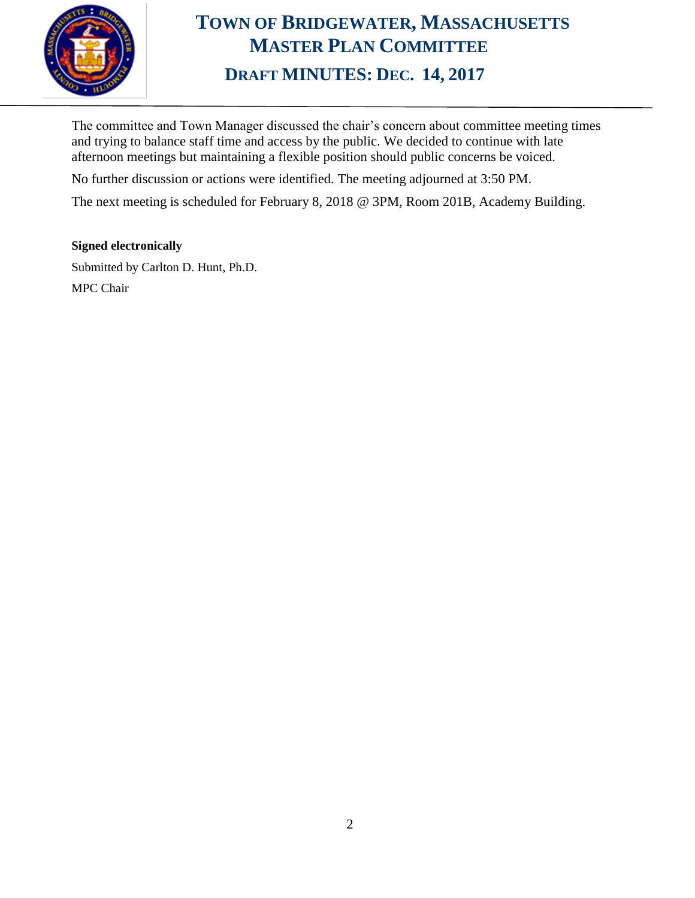The committee and Town Manager discussed the chair's concern about committee meeting times and trying to balance staff time and access by the public. We decided to continue with late afternoon meetings but maintaining a flexible position should public concerns be voiced.

No further discussion or actions were identified. The meeting adjourned at 3:50 PM.

The next meeting is scheduled for February 8, 2018 @ 3PM, Room 201B, Academy Building.

**Signed electronically**

Submitted by Carlton D. Hunt, Ph.D.

MPC Chair